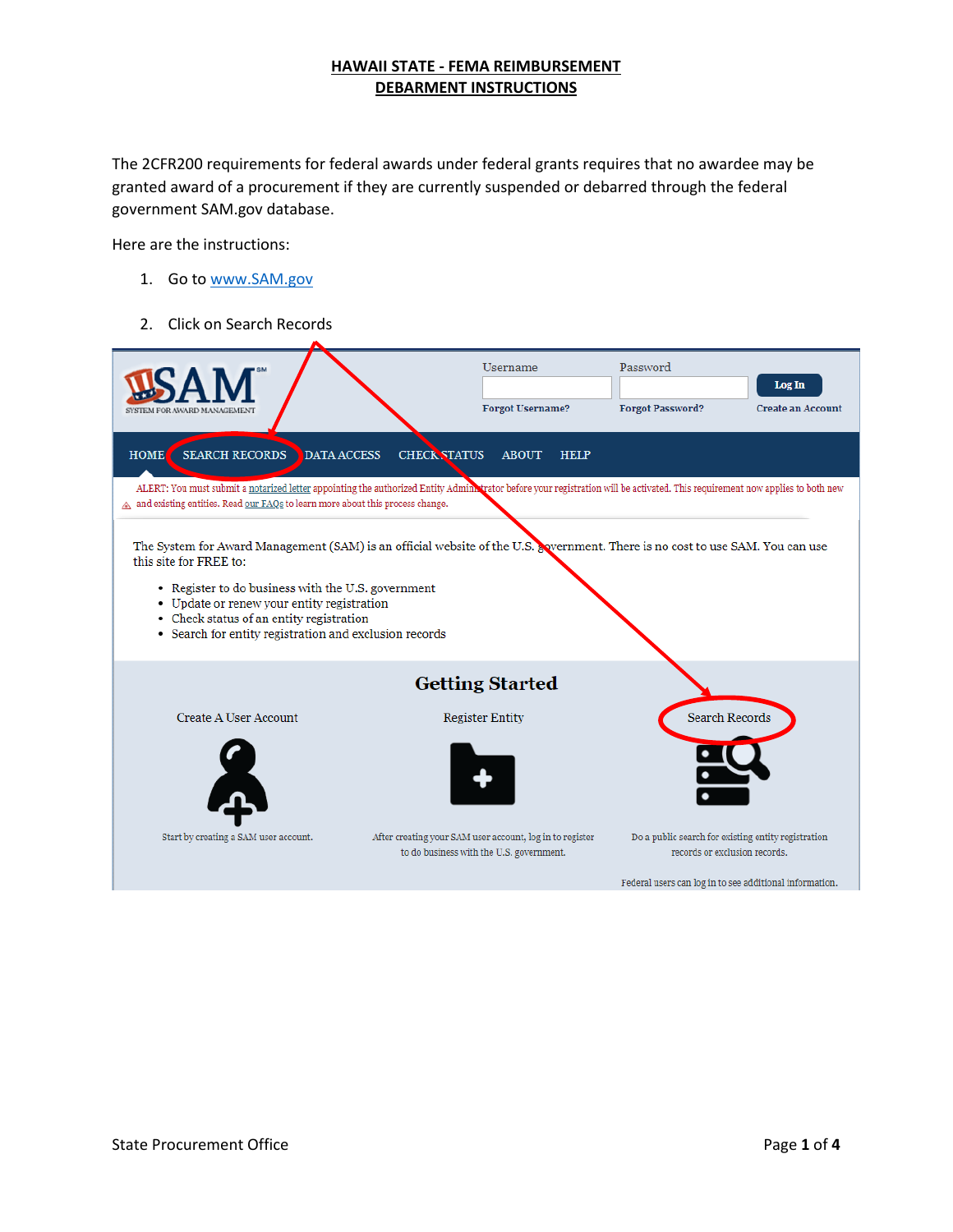# HAWAII STATE - FEMA REIMBURSEMENT
## DEBARMENT INSTRUCTIONS

The 2CFR200 requirements for federal awards under federal grants requires that no awardee may be granted award of a procurement if they are currently suspended or debarred through the federal government SAM.gov database.

Here are the instructions:

1. Go to www.SAM.gov
2. Click on Search Records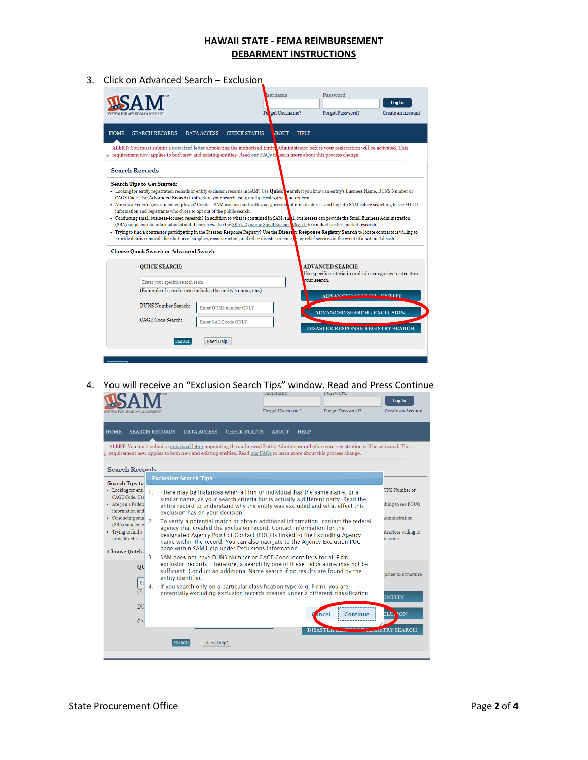# HAWAII STATE - FEMA REIMBURSEMENT
## DEBARMENT INSTRUCTIONS

3. Click on Advanced Search – Exclusion

4. You will receive an "Exclusion Search Tips" window. Read and Press Continue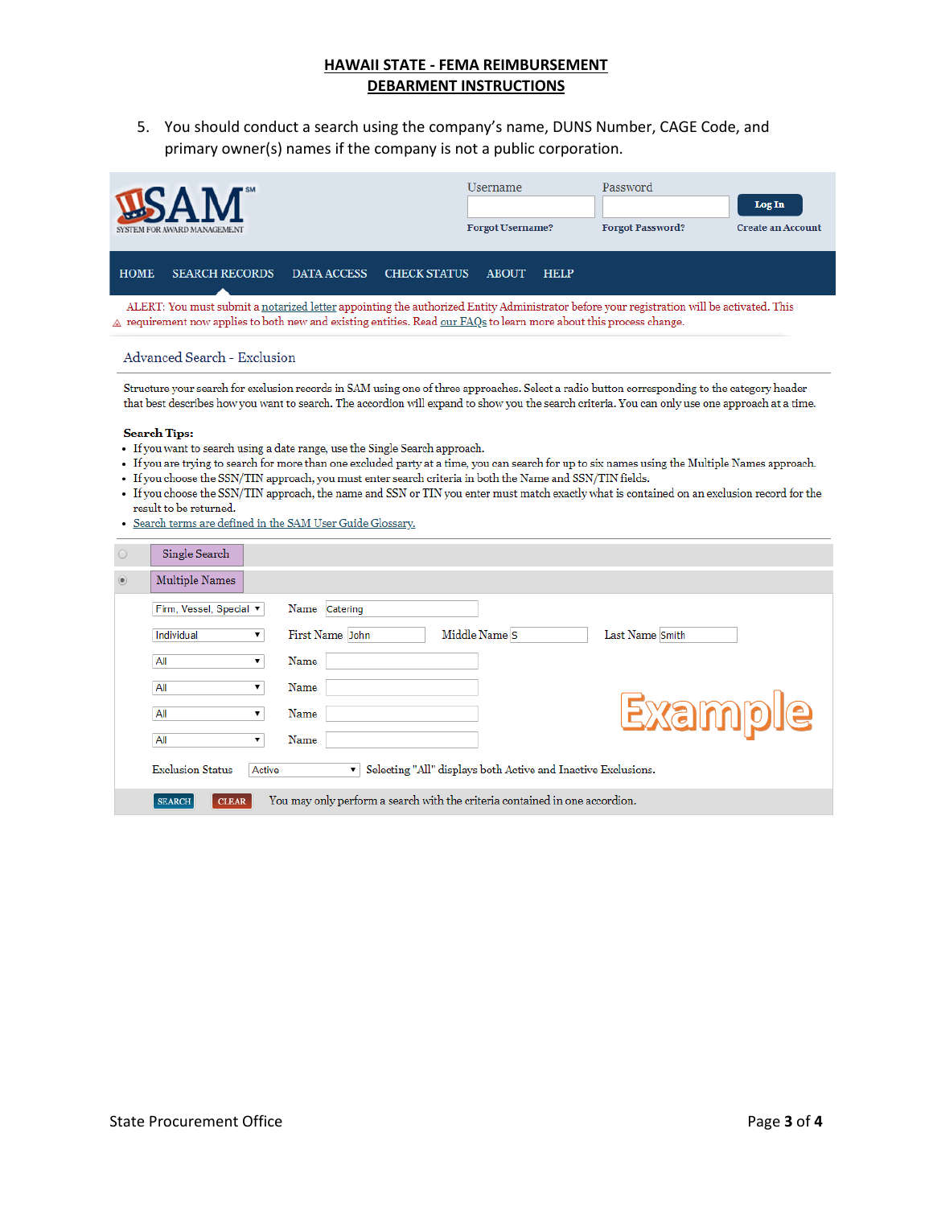**HAWAII STATE - FEMA REIMBURSEMENT**
**DEBARMENT INSTRUCTIONS**

5. You should conduct a search using the company's name, DUNS Number, CAGE Code, and primary owner(s) names if the company is not a public corporation.

SAM SM
SYSTEM FOR AWARD MANAGEMENT

Username | Password | Log In
Forgot Username? | Forgot Password? | Create an Account

HOME | SEARCH RECORDS | DATA ACCESS | CHECK STATUS | ABOUT | HELP

ALERT: You must submit a notarized letter appointing the authorized Entity Administrator before your registration will be activated. This requirement now applies to both new and existing entities. Read our FAQs to learn more about this process change.

Advanced Search - Exclusion

Structure your search for exclusion records in SAM using one of three approaches. Select a radio button corresponding to the category header that best describes how you want to search. The accordion will expand to show you the search criteria. You can only use one approach at a time.

**Search Tips:**

- If you want to search using a date range, use the Single Search approach.
- If you are trying to search for more than one excluded party at a time, you can search for up to six names using the Multiple Names approach.
- If you choose the SSN/TIN approach, you must enter search criteria in both the Name and SSN/TIN fields.
- If you choose the SSN/TIN approach, the name and SSN or TIN you enter must match exactly what is contained on an exclusion record for the result to be returned.
- Search terms are defined in the SAM User Guide Glossary.

Single Search

Multiple Names

| Type | Fields |
|---|---|
| Firm, Vessel, Special | Name: Catering |
| Individual | First Name: John; Middle Name: S; Last Name: Smith |
| All | Name: |
| All | Name: |
| All | Name: |
| All | Name: |

Example

Exclusion Status: Active — Selecting "All" displays both Active and Inactive Exclusions.

SEARCH | CLEAR — You may only perform a search with the criteria contained in one accordion.

State Procurement Office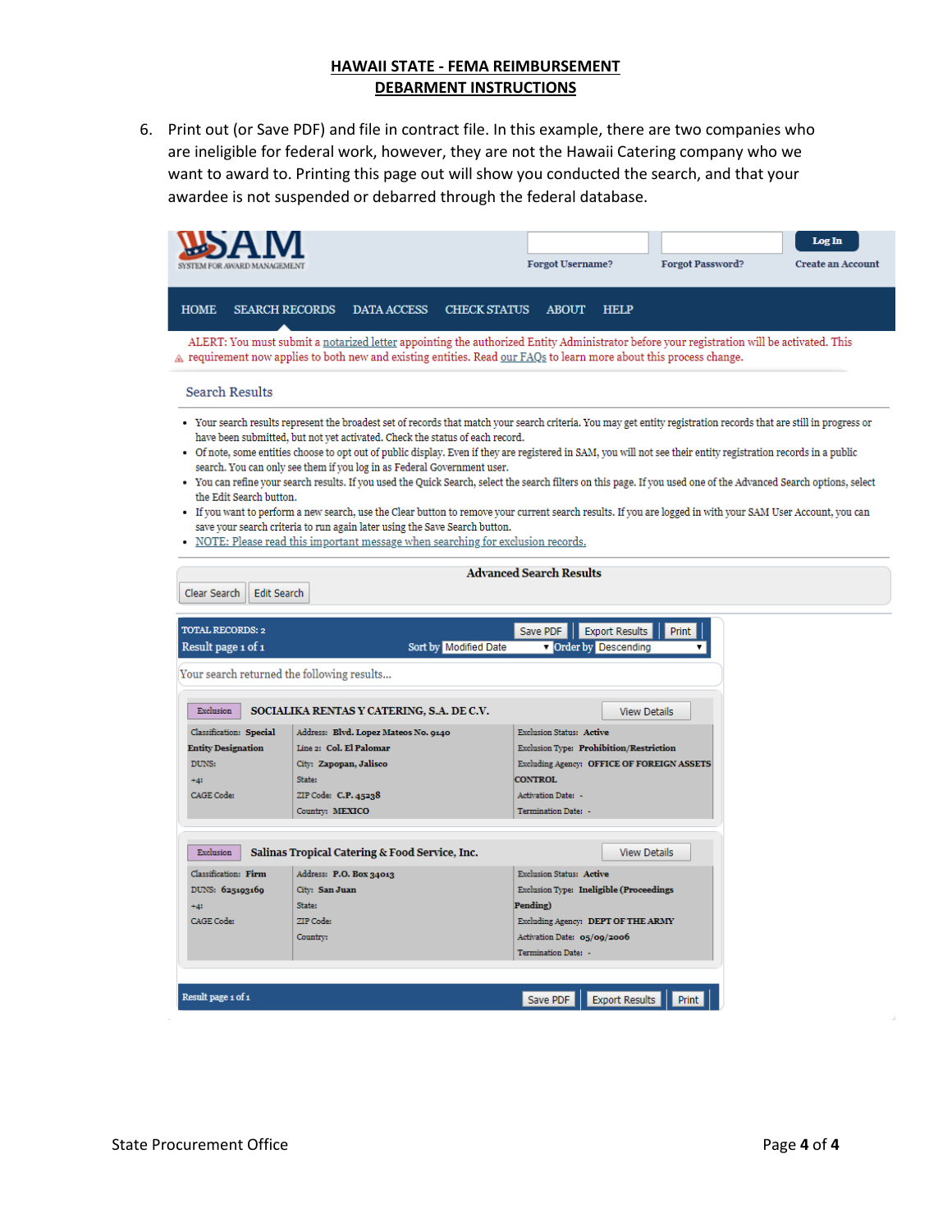**HAWAII STATE - FEMA REIMBURSEMENT**
**DEBARMENT INSTRUCTIONS**

6. Print out (or Save PDF) and file in contract file. In this example, there are two companies who are ineligible for federal work, however, they are not the Hawaii Catering company who we want to award to. Printing this page out will show you conducted the search, and that your awardee is not suspended or debarred through the federal database.

SAM SYSTEM FOR AWARD MANAGEMENT

Forgot Username? Forgot Password? Log In Create an Account

HOME SEARCH RECORDS DATA ACCESS CHECK STATUS ABOUT HELP

ALERT: You must submit a notarized letter appointing the authorized Entity Administrator before your registration will be activated. This requirement now applies to both new and existing entities. Read our FAQs to learn more about this process change.

Search Results

- Your search results represent the broadest set of records that match your search criteria. You may get entity registration records that are still in progress or have been submitted, but not yet activated. Check the status of each record.
- Of note, some entities choose to opt out of public display. Even if they are registered in SAM, you will not see their entity registration records in a public search. You can only see them if you log in as Federal Government user.
- You can refine your search results. If you used the Quick Search, select the search filters on this page. If you used one of the Advanced Search options, select the Edit Search button.
- If you want to perform a new search, use the Clear button to remove your current search results. If you are logged in with your SAM User Account, you can save your search criteria to run again later using the Save Search button.
- NOTE: Please read this important message when searching for exclusion records.

Advanced Search Results

Clear Search Edit Search

TOTAL RECORDS: 2
Result page 1 of 1 Sort by Modified Date Order by Descending Save PDF Export Results Print

Your search returned the following results...

Exclusion **SOCIALIKA RENTAS Y CATERING, S.A. DE C.V.** View Details

| | | |
|---|---|---|
| Classification: Special Entity Designation | Address: Blvd. Lopez Mateos No. 9140 | Exclusion Status: Active |
| DUNS: | Line 2: Col. El Palomar | Exclusion Type: Prohibition/Restriction |
| +4: | City: Zapopan, Jalisco | Excluding Agency: OFFICE OF FOREIGN ASSETS CONTROL |
| CAGE Code: | State: | Activation Date: - |
| | ZIP Code: C.P. 45238 | Termination Date: - |
| | Country: MEXICO | |

Exclusion **Salinas Tropical Catering & Food Service, Inc.** View Details

| | | |
|---|---|---|
| Classification: Firm | Address: P.O. Box 34013 | Exclusion Status: Active |
| DUNS: 625193169 | City: San Juan | Exclusion Type: Ineligible (Proceedings Pending) |
| +4: | State: | Excluding Agency: DEPT OF THE ARMY |
| CAGE Code: | ZIP Code: | Activation Date: 05/09/2006 |
| | Country: | Termination Date: - |

Result page 1 of 1 Save PDF Export Results Print

State Procurement Office